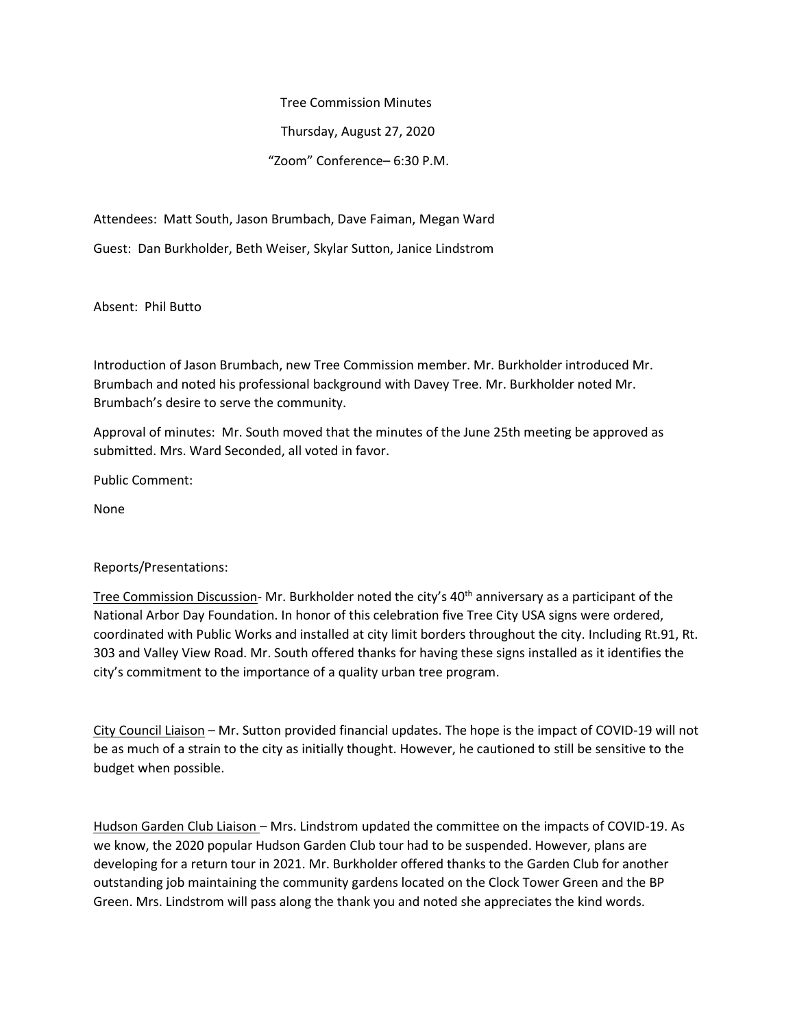Tree Commission Minutes

Thursday, August 27, 2020

"Zoom" Conference– 6:30 P.M.

Attendees: Matt South, Jason Brumbach, Dave Faiman, Megan Ward

Guest: Dan Burkholder, Beth Weiser, Skylar Sutton, Janice Lindstrom

Absent: Phil Butto

Introduction of Jason Brumbach, new Tree Commission member. Mr. Burkholder introduced Mr. Brumbach and noted his professional background with Davey Tree. Mr. Burkholder noted Mr. Brumbach's desire to serve the community.

Approval of minutes: Mr. South moved that the minutes of the June 25th meeting be approved as submitted. Mrs. Ward Seconded, all voted in favor.

Public Comment:

None

Reports/Presentations:

<u>Tree Commission Discussion</u>- Mr. Burkholder noted the city's 40th anniversary as a participant of the National Arbor Day Foundation. In honor of this celebration five Tree City USA signs were ordered, coordinated with Public Works and installed at city limit borders throughout the city. Including Rt.91, Rt. 303 and Valley View Road. Mr. South offered thanks for having these signs installed as it identifies the city's commitment to the importance of a quality urban tree program.

<u>City Council Liaison</u> – Mr. Sutton provided financial updates. The hope is the impact of COVID-19 will not be as much of a strain to the city as initially thought. However, he cautioned to still be sensitive to the budget when possible.

<u>Hudson Garden Club Liaison</u> – Mrs. Lindstrom updated the committee on the impacts of COVID-19. As we know, the 2020 popular Hudson Garden Club tour had to be suspended. However, plans are developing for a return tour in 2021. Mr. Burkholder offered thanks to the Garden Club for another outstanding job maintaining the community gardens located on the Clock Tower Green and the BP Green. Mrs. Lindstrom will pass along the thank you and noted she appreciates the kind words.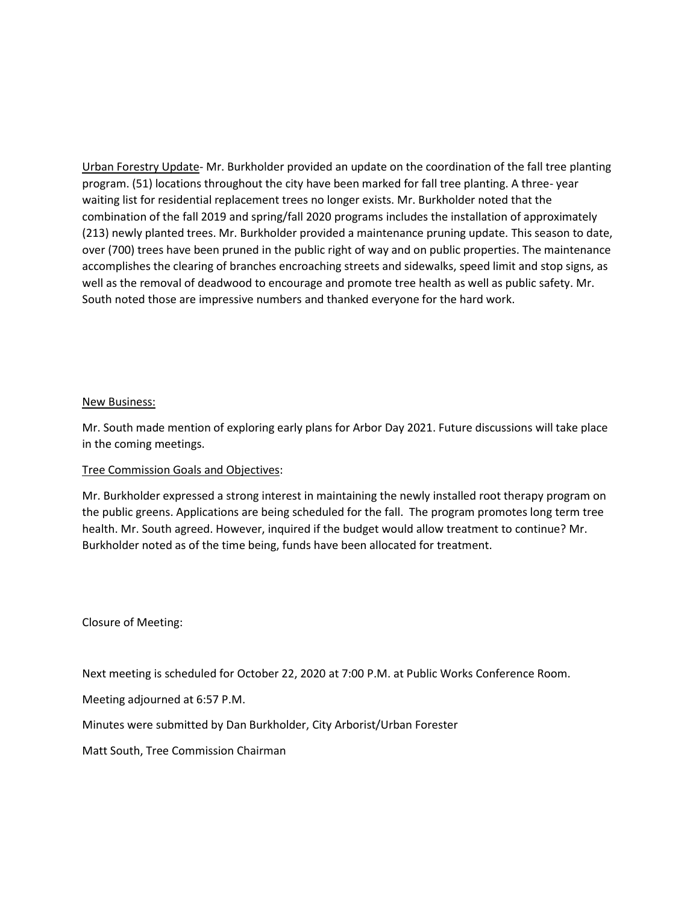Urban Forestry Update- Mr. Burkholder provided an update on the coordination of the fall tree planting program. (51) locations throughout the city have been marked for fall tree planting. A three- year waiting list for residential replacement trees no longer exists. Mr. Burkholder noted that the combination of the fall 2019 and spring/fall 2020 programs includes the installation of approximately (213) newly planted trees. Mr. Burkholder provided a maintenance pruning update. This season to date, over (700) trees have been pruned in the public right of way and on public properties. The maintenance accomplishes the clearing of branches encroaching streets and sidewalks, speed limit and stop signs, as well as the removal of deadwood to encourage and promote tree health as well as public safety. Mr. South noted those are impressive numbers and thanked everyone for the hard work.

New Business:

Mr. South made mention of exploring early plans for Arbor Day 2021. Future discussions will take place in the coming meetings.

Tree Commission Goals and Objectives:

Mr. Burkholder expressed a strong interest in maintaining the newly installed root therapy program on the public greens. Applications are being scheduled for the fall. The program promotes long term tree health. Mr. South agreed. However, inquired if the budget would allow treatment to continue? Mr. Burkholder noted as of the time being, funds have been allocated for treatment.

Closure of Meeting:

Next meeting is scheduled for October 22, 2020 at 7:00 P.M. at Public Works Conference Room.

Meeting adjourned at 6:57 P.M.

Minutes were submitted by Dan Burkholder, City Arborist/Urban Forester

Matt South, Tree Commission Chairman